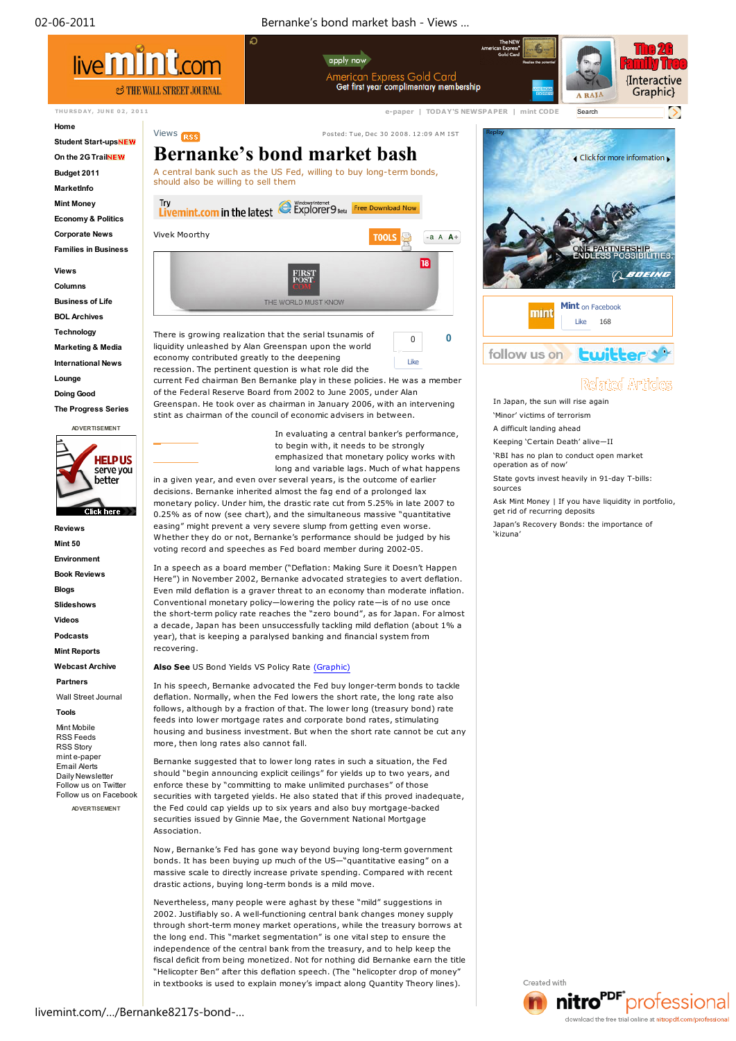Views

Posted: Tue, Dec 30 2008. 12:09 AM IST

# Bernanke's bond market bash

A central bank such as the US Fed, willing to buy long-term bonds, should also be willing to sell them

Vivek Moorthy

There is growing realization that the serial tsunamis of liquidity unleashed by Alan Greenspan upon the world economy contributed greatly to the deepening recession. The pertinent question is what role did the current Fed chairman Ben Bernanke play in these policies. He was a member of the Federal Reserve Board from 2002 to June 2005, under Alan Greenspan. He took over as chairman in January 2006, with an intervening stint as chairman of the council of economic advisers in between.

In evaluating a central banker's performance, to begin with, it needs to be strongly emphasized that monetary policy works with long and variable lags. Much of what happens in a given year, and even over several years, is the outcome of earlier decisions. Bernanke inherited almost the fag end of a prolonged lax monetary policy. Under him, the drastic rate cut from 5.25% in late 2007 to 0.25% as of now (see chart), and the simultaneous massive "quantitative easing" might prevent a very severe slump from getting even worse. Whether they do or not, Bernanke's performance should be judged by his voting record and speeches as Fed board member during 2002-05.

In a speech as a board member ("Deflation: Making Sure it Doesn't Happen Here") in November 2002, Bernanke advocated strategies to avert deflation. Even mild deflation is a graver threat to an economy than moderate inflation. Conventional monetary policy—lowering the policy rate—is of no use once the short-term policy rate reaches the "zero bound", as for Japan. For almost a decade, Japan has been unsuccessfully tackling mild deflation (about 1% a year), that is keeping a paralysed banking and financial system from recovering.

**Also See** US Bond Yields VS Policy Rate (Graphic)

In his speech, Bernanke advocated the Fed buy longer-term bonds to tackle deflation. Normally, when the Fed lowers the short rate, the long rate also follows, although by a fraction of that. The lower long (treasury bond) rate feeds into lower mortgage rates and corporate bond rates, stimulating housing and business investment. But when the short rate cannot be cut any more, then long rates also cannot fall.

Bernanke suggested that to lower long rates in such a situation, the Fed should "begin announcing explicit ceilings" for yields up to two years, and enforce these by "committing to make unlimited purchases" of those securities with targeted yields. He also stated that if this proved inadequate, the Fed could cap yields up to six years and also buy mortgage-backed securities issued by Ginnie Mae, the Government National Mortgage Association.

Now, Bernanke's Fed has gone way beyond buying long-term government bonds. It has been buying up much of the US—"quantitative easing" on a massive scale to directly increase private spending. Compared with recent drastic actions, buying long-term bonds is a mild move.

Nevertheless, many people were aghast by these "mild" suggestions in 2002. Justifiably so. A well-functioning central bank changes money supply through short-term money market operations, while the treasury borrows at the long end. This "market segmentation" is one vital step to ensure the independence of the central bank from the treasury, and to help keep the fiscal deficit from being monetized. Not for nothing did Bernanke earn the title "Helicopter Ben" after this deflation speech. (The "helicopter drop of money" in textbooks is used to explain money's impact along Quantity Theory lines).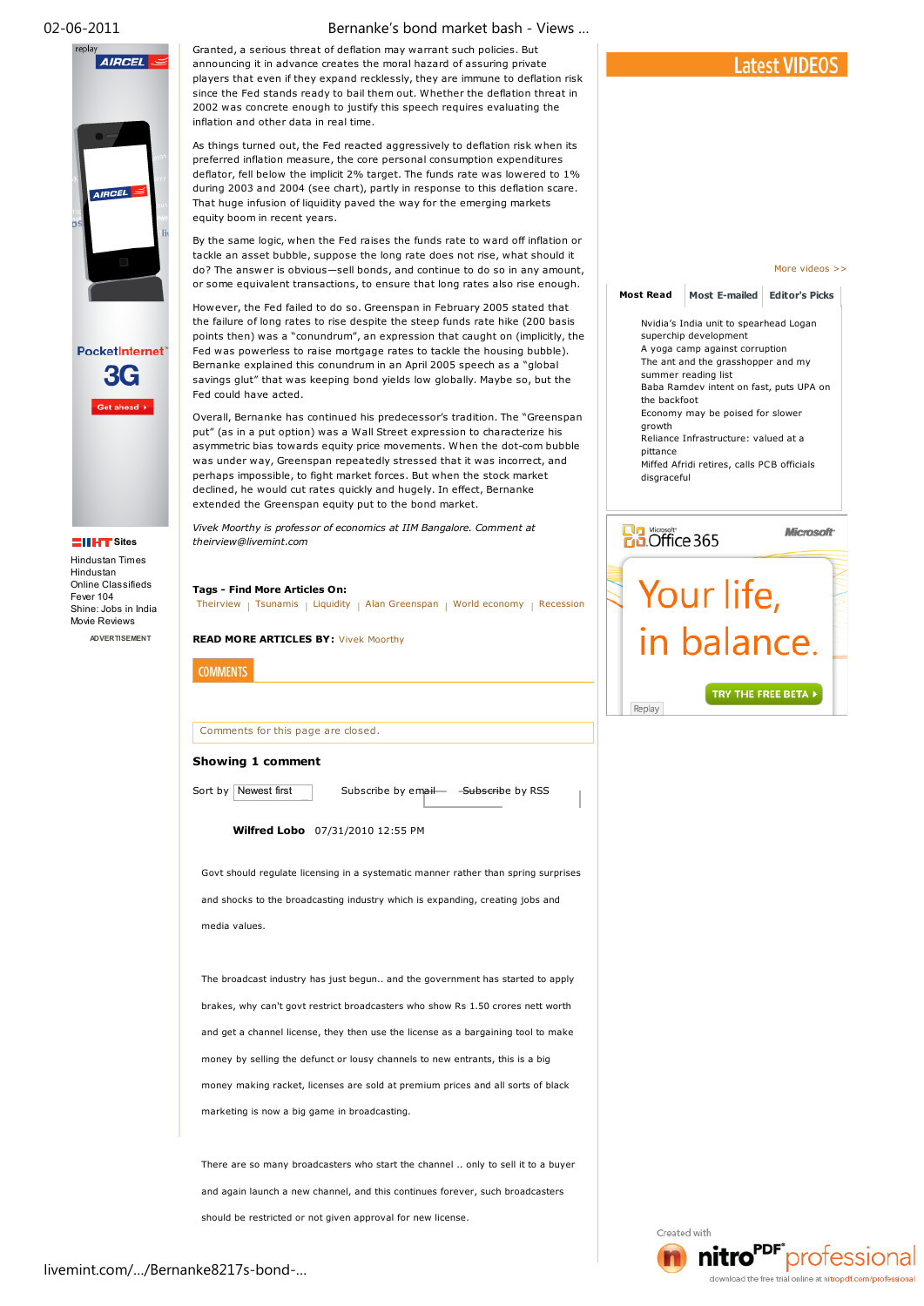Granted, a serious threat of deflation may warrant such policies. But announcing it in advance creates the moral hazard of assuring private players that even if they expand recklessly, they are immune to deflation risk since the Fed stands ready to bail them out. Whether the deflation threat in 2002 was concrete enough to justify this speech requires evaluating the inflation and other data in real time.

As things turned out, the Fed reacted aggressively to deflation risk when its preferred inflation measure, the core personal consumption expenditures deflator, fell below the implicit 2% target. The funds rate was lowered to 1% during 2003 and 2004 (see chart), partly in response to this deflation scare. That huge infusion of liquidity paved the way for the emerging markets equity boom in recent years.

By the same logic, when the Fed raises the funds rate to ward off inflation or tackle an asset bubble, suppose the long rate does not rise, what should it do? The answer is obvious—sell bonds, and continue to do so in any amount, or some equivalent transactions, to ensure that long rates also rise enough.

However, the Fed failed to do so. Greenspan in February 2005 stated that the failure of long rates to rise despite the steep funds rate hike (200 basis points then) was a "conundrum", an expression that caught on (implicitly, the Fed was powerless to raise mortgage rates to tackle the housing bubble). Bernanke explained this conundrum in an April 2005 speech as a "global savings glut" that was keeping bond yields low globally. Maybe so, but the Fed could have acted.

Overall, Bernanke has continued his predecessor's tradition. The "Greenspan put" (as in a put option) was a Wall Street expression to characterize his asymmetric bias towards equity price movements. When the dot-com bubble was under way, Greenspan repeatedly stressed that it was incorrect, and perhaps impossible, to fight market forces. But when the stock market declined, he would cut rates quickly and hugely. In effect, Bernanke extended the Greenspan equity put to the bond market.

*Vivek Moorthy is professor of economics at IIM Bangalore. Comment at theirview@livemint.com*

**Tags - Find More Articles On:**

Theirview | Tsunamis | Liquidity | Alan Greenspan | World economy | Recession

**READ MORE ARTICLES BY:** Vivek Moorthy

## COMMENTS

Comments for this page are closed.

**Showing 1 comment**

Sort by Newest first    Subscribe by email    Subscribe by RSS

**Wilfred Lobo** 07/31/2010 12:55 PM

Govt should regulate licensing in a systematic manner rather than spring surprises and shocks to the broadcasting industry which is expanding, creating jobs and media values.

The broadcast industry has just begun.. and the government has started to apply brakes, why can't govt restrict broadcasters who show Rs 1.50 crores nett worth and get a channel license, they then use the license as a bargaining tool to make money by selling the defunct or lousy channels to new entrants, this is a big money making racket, licenses are sold at premium prices and all sorts of black marketing is now a big game in broadcasting.

There are so many broadcasters who start the channel .. only to sell it to a buyer and again launch a new channel, and this continues forever, such broadcasters should be restricted or not given approval for new license.

---

HT Sites

- Hindustan Times
- Hindustan
- Online Classifieds
- Fever 104
- Shine: Jobs in India
- Movie Reviews

ADVERTISEMENT

## Latest VIDEOS

More videos >>

**Most Read** | **Most E-mailed** | **Editor's Picks**

- Nvidia's India unit to spearhead Logan superchip development
- A yoga camp against corruption
- The ant and the grasshopper and my summer reading list
- Baba Ramdev intent on fast, puts UPA on the backfoot
- Economy may be poised for slower growth
- Reliance Infrastructure: valued at a pittance
- Miffed Afridi retires, calls PCB officials disgraceful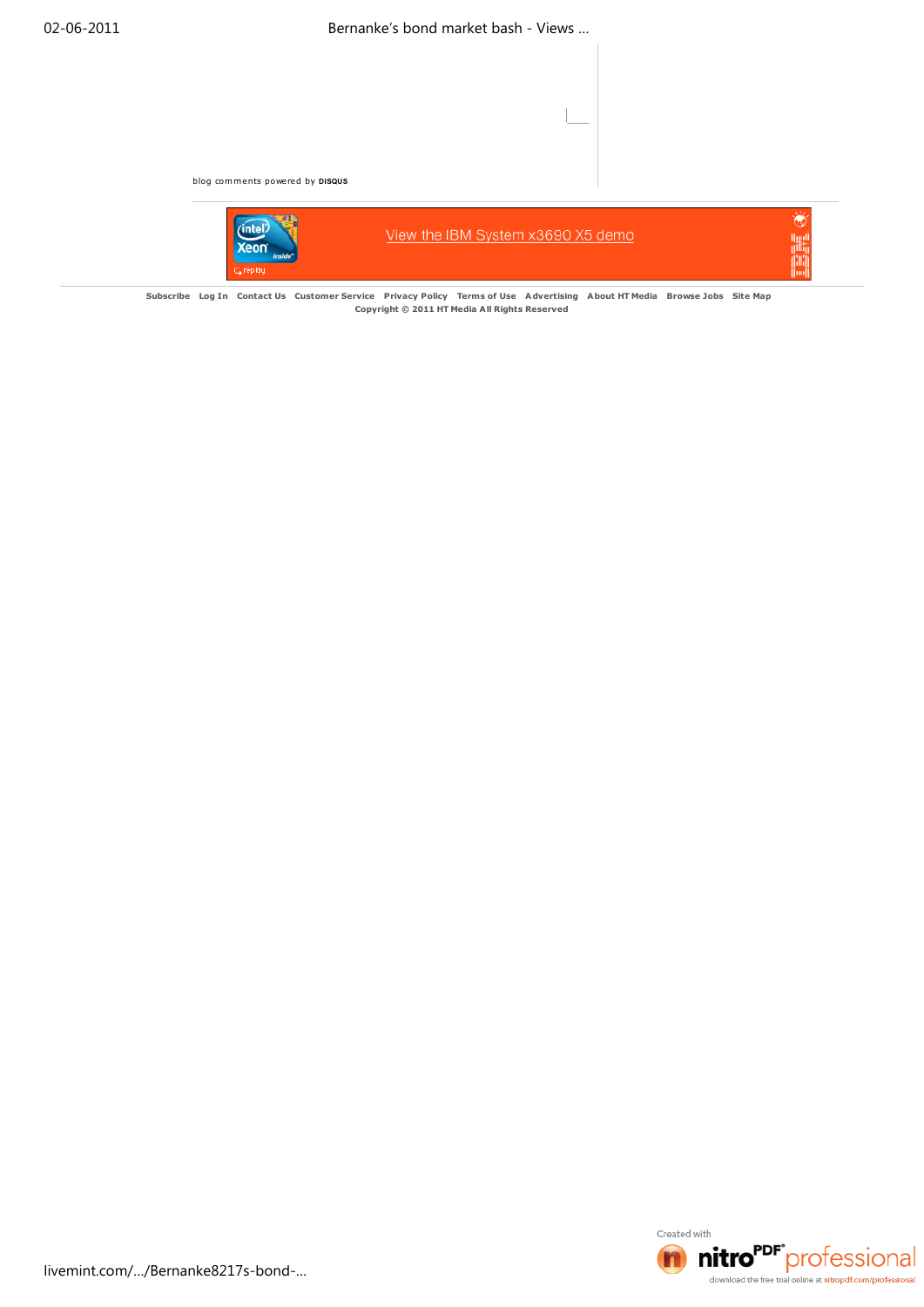blog comments powered by **DISQUS**

View the IBM System x3690 X5 demo

Subscribe Log In Contact Us Customer Service Privacy Policy Terms of Use Advertising About HT Media Browse Jobs Site Map

Copyright © 2011 HT Media All Rights Reserved